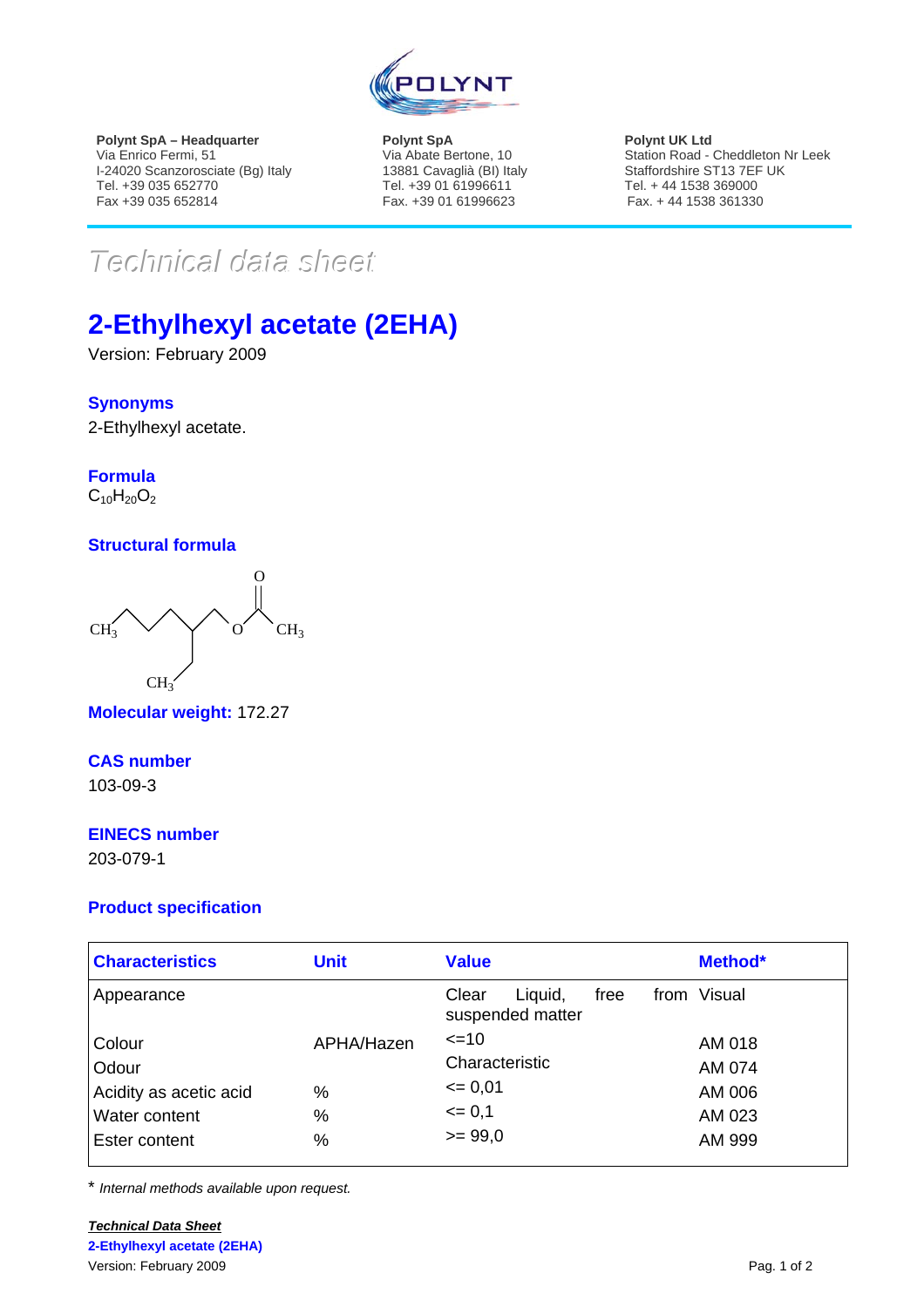**Polynt SpA – Headquarter**
Via Enrico Fermi, 51
I-24020 Scanzorosciate (Bg) Italy
Tel. +39 035 652770
Fax +39 035 652814

**Polynt SpA**
Via Abate Bertone, 10
13881 Cavaglià (BI) Italy
Tel. +39 01 61996611
Fax. +39 01 61996623

**Polynt UK Ltd**
Station Road - Cheddleton Nr Leek
Staffordshire ST13 7EF UK
Tel. + 44 1538 369000
Fax. + 44 1538 361330

*Technical data sheet*

# 2-Ethylhexyl acetate (2EHA)

Version: February 2009

## Synonyms

2-Ethylhexyl acetate.

## Formula

$C_{10}H_{20}O_2$

## Structural formula

## Molecular weight: 172.27

## CAS number

103-09-3

## EINECS number

203-079-1

## Product specification

| Characteristics | Unit | Value | Method* |
|---|---|---|---|
| Appearance | | Clear Liquid, free from suspended matter | Visual |
| Colour | APHA/Hazen | <=10 | AM 018 |
| Odour | | Characteristic | AM 074 |
| Acidity as acetic acid | % | <= 0,01 | AM 006 |
| Water content | % | <= 0,1 | AM 023 |
| Ester content | % | >= 99,0 | AM 999 |

\* *Internal methods available upon request.*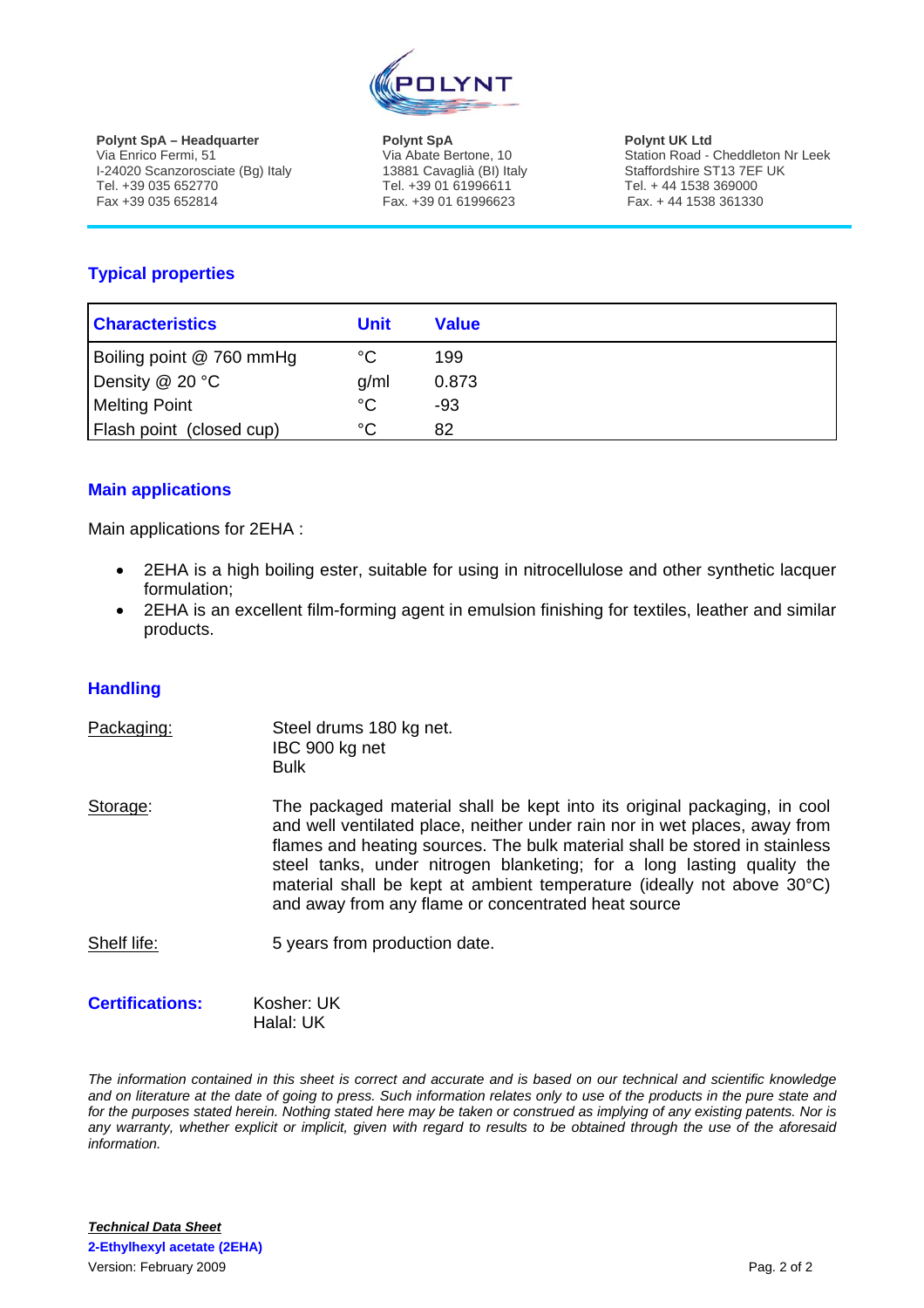**Polynt SpA – Headquarter**
Via Enrico Fermi, 51
I-24020 Scanzorosciate (Bg) Italy
Tel. +39 035 652770
Fax +39 035 652814

**Polynt SpA**
Via Abate Bertone, 10
13881 Cavaglià (BI) Italy
Tel. +39 01 61996611
Fax. +39 01 61996623

**Polynt UK Ltd**
Station Road - Cheddleton Nr Leek
Staffordshire ST13 7EF UK
Tel. + 44 1538 369000
Fax. + 44 1538 361330

## Typical properties

| Characteristics | Unit | Value |
|---|---|---|
| Boiling point @ 760 mmHg | °C | 199 |
| Density @ 20 °C | g/ml | 0.873 |
| Melting Point | °C | -93 |
| Flash point (closed cup) | °C | 82 |

## Main applications

Main applications for 2EHA :

- 2EHA is a high boiling ester, suitable for using in nitrocellulose and other synthetic lacquer formulation;
- 2EHA is an excellent film-forming agent in emulsion finishing for textiles, leather and similar products.

## Handling

Packaging: Steel drums 180 kg net.
IBC 900 kg net
Bulk

Storage: The packaged material shall be kept into its original packaging, in cool and well ventilated place, neither under rain nor in wet places, away from flames and heating sources. The bulk material shall be stored in stainless steel tanks, under nitrogen blanketing; for a long lasting quality the material shall be kept at ambient temperature (ideally not above 30°C) and away from any flame or concentrated heat source

Shelf life: 5 years from production date.

**Certifications:** Kosher: UK
Halal: UK

*The information contained in this sheet is correct and accurate and is based on our technical and scientific knowledge and on literature at the date of going to press. Such information relates only to use of the products in the pure state and for the purposes stated herein. Nothing stated here may be taken or construed as implying of any existing patents. Nor is any warranty, whether explicit or implicit, given with regard to results to be obtained through the use of the aforesaid information.*

***Technical Data Sheet***
**2-Ethylhexyl acetate (2EHA)**
Version: February 2009